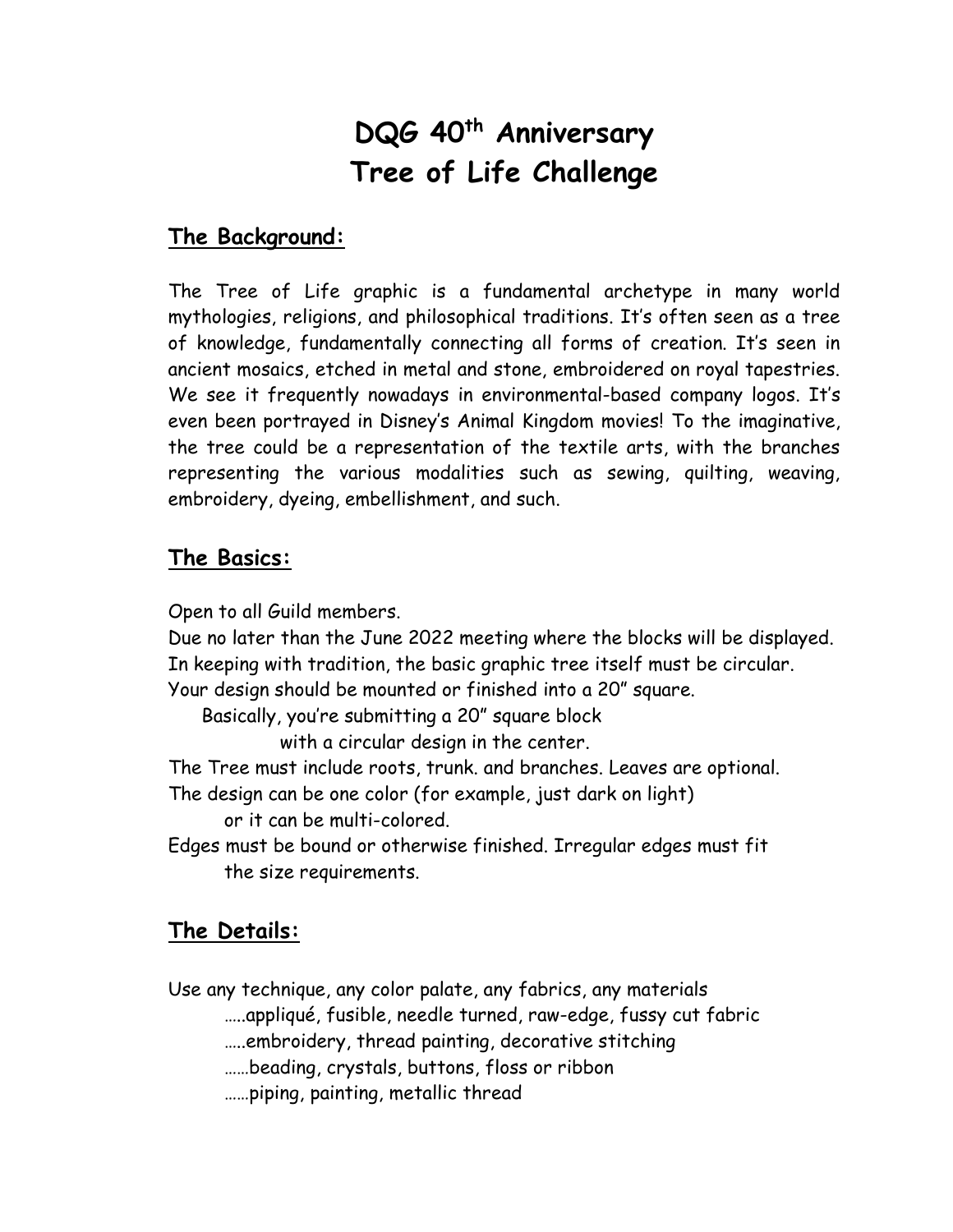# DQG 40th Anniversary Tree of Life Challenge

## The Background:

The Tree of Life graphic is a fundamental archetype in many world mythologies, religions, and philosophical traditions. It's often seen as a tree of knowledge, fundamentally connecting all forms of creation. It's seen in ancient mosaics, etched in metal and stone, embroidered on royal tapestries. We see it frequently nowadays in environmental-based company logos. It's even been portrayed in Disney's Animal Kingdom movies! To the imaginative, the tree could be a representation of the textile arts, with the branches representing the various modalities such as sewing, quilting, weaving, embroidery, dyeing, embellishment, and such.

## The Basics:

Open to all Guild members.
Due no later than the June 2022 meeting where the blocks will be displayed.
In keeping with tradition, the basic graphic tree itself must be circular.
Your design should be mounted or finished into a 20" square.
Basically, you're submitting a 20" square block with a circular design in the center.
The Tree must include roots, trunk. and branches. Leaves are optional.
The design can be one color (for example, just dark on light) or it can be multi-colored.
Edges must be bound or otherwise finished. Irregular edges must fit the size requirements.

## The Details:

Use any technique, any color palate, any fabrics, any materials
.....appliqué, fusible, needle turned, raw-edge, fussy cut fabric
.....embroidery, thread painting, decorative stitching
......beading, crystals, buttons, floss or ribbon
......piping, painting, metallic thread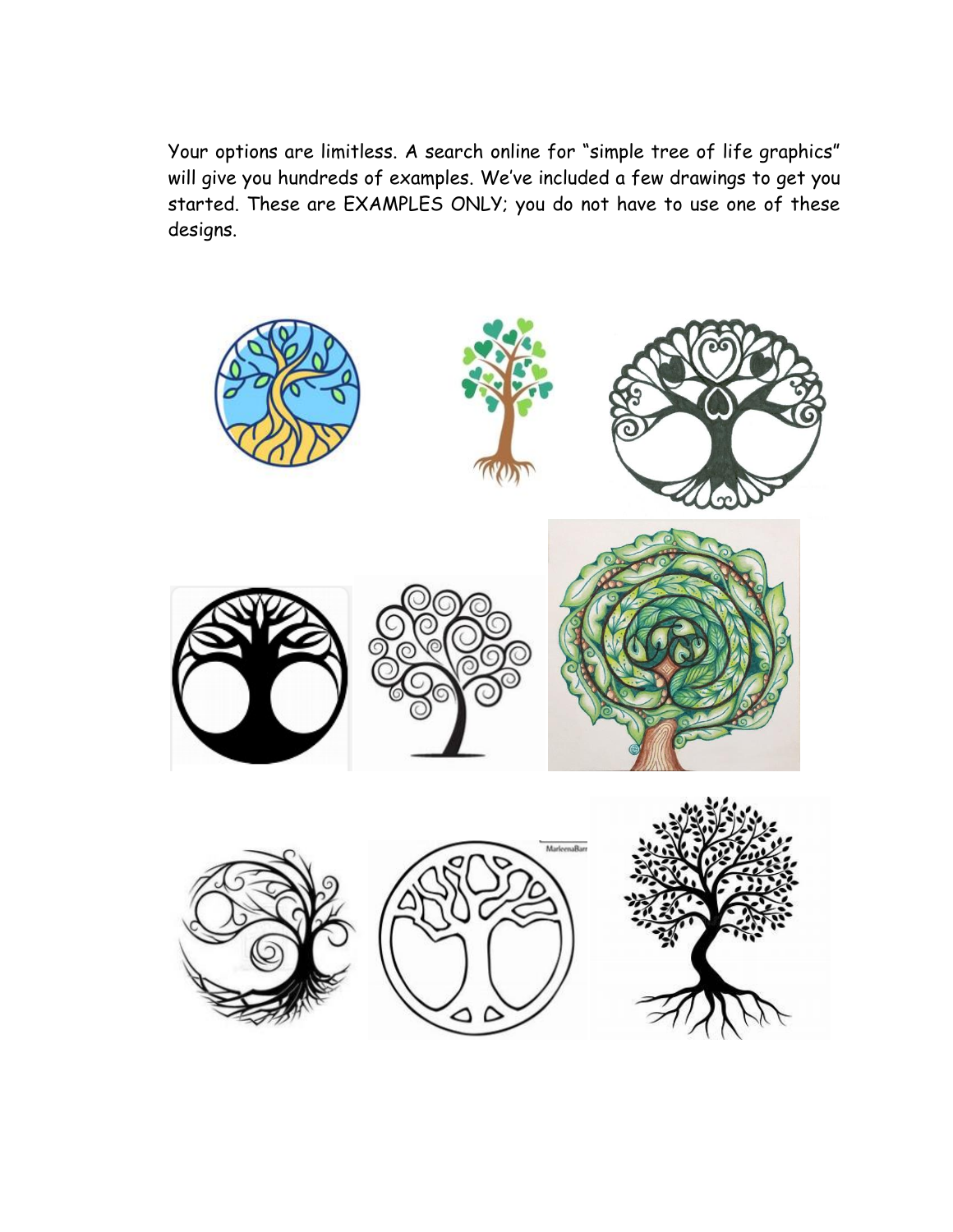Your options are limitless. A search online for "simple tree of life graphics" will give you hundreds of examples. We've included a few drawings to get you started. These are EXAMPLES ONLY; you do not have to use one of these designs.